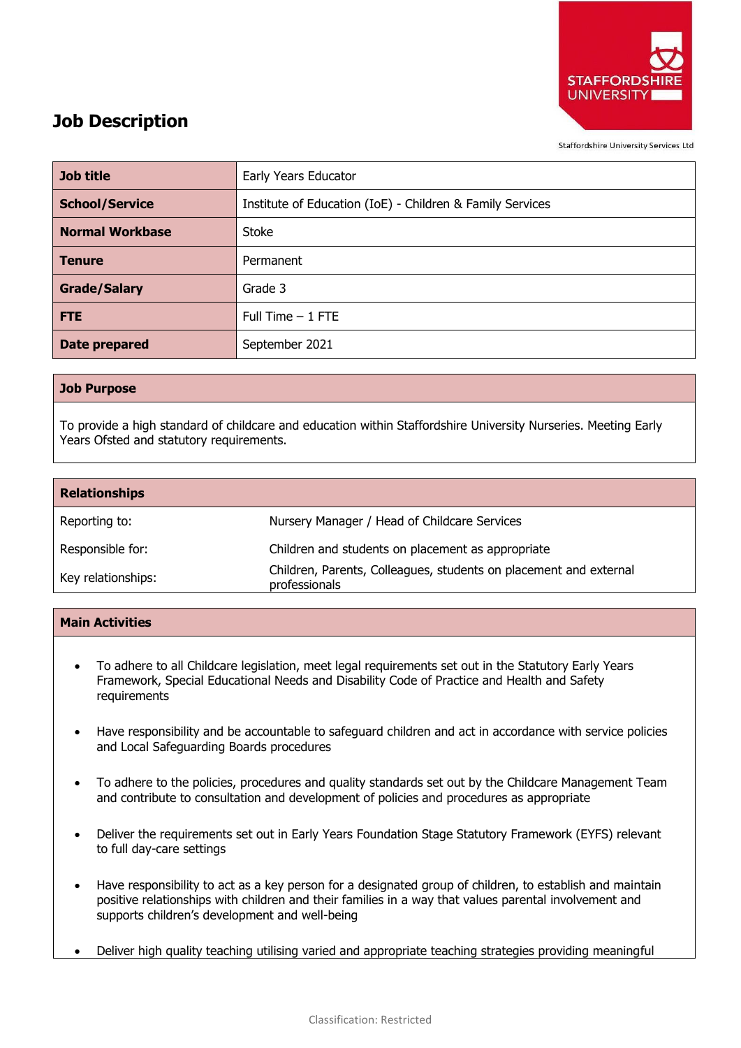# Job Description

Staffordshire University Services Ltd

| Job title | Early Years Educator |
|---|---|
| School/Service | Institute of Education (IoE) - Children & Family Services |
| Normal Workbase | Stoke |
| Tenure | Permanent |
| Grade/Salary | Grade 3 |
| FTE | Full Time – 1 FTE |
| Date prepared | September 2021 |

## Job Purpose

To provide a high standard of childcare and education within Staffordshire University Nurseries. Meeting Early Years Ofsted and statutory requirements.

## Relationships

| | |
|---|---|
| Reporting to: | Nursery Manager / Head of Childcare Services |
| Responsible for: | Children and students on placement as appropriate |
| Key relationships: | Children, Parents, Colleagues, students on placement and external professionals |

## Main Activities

- To adhere to all Childcare legislation, meet legal requirements set out in the Statutory Early Years Framework, Special Educational Needs and Disability Code of Practice and Health and Safety requirements
- Have responsibility and be accountable to safeguard children and act in accordance with service policies and Local Safeguarding Boards procedures
- To adhere to the policies, procedures and quality standards set out by the Childcare Management Team and contribute to consultation and development of policies and procedures as appropriate
- Deliver the requirements set out in Early Years Foundation Stage Statutory Framework (EYFS) relevant to full day-care settings
- Have responsibility to act as a key person for a designated group of children, to establish and maintain positive relationships with children and their families in a way that values parental involvement and supports children's development and well-being
- Deliver high quality teaching utilising varied and appropriate teaching strategies providing meaningful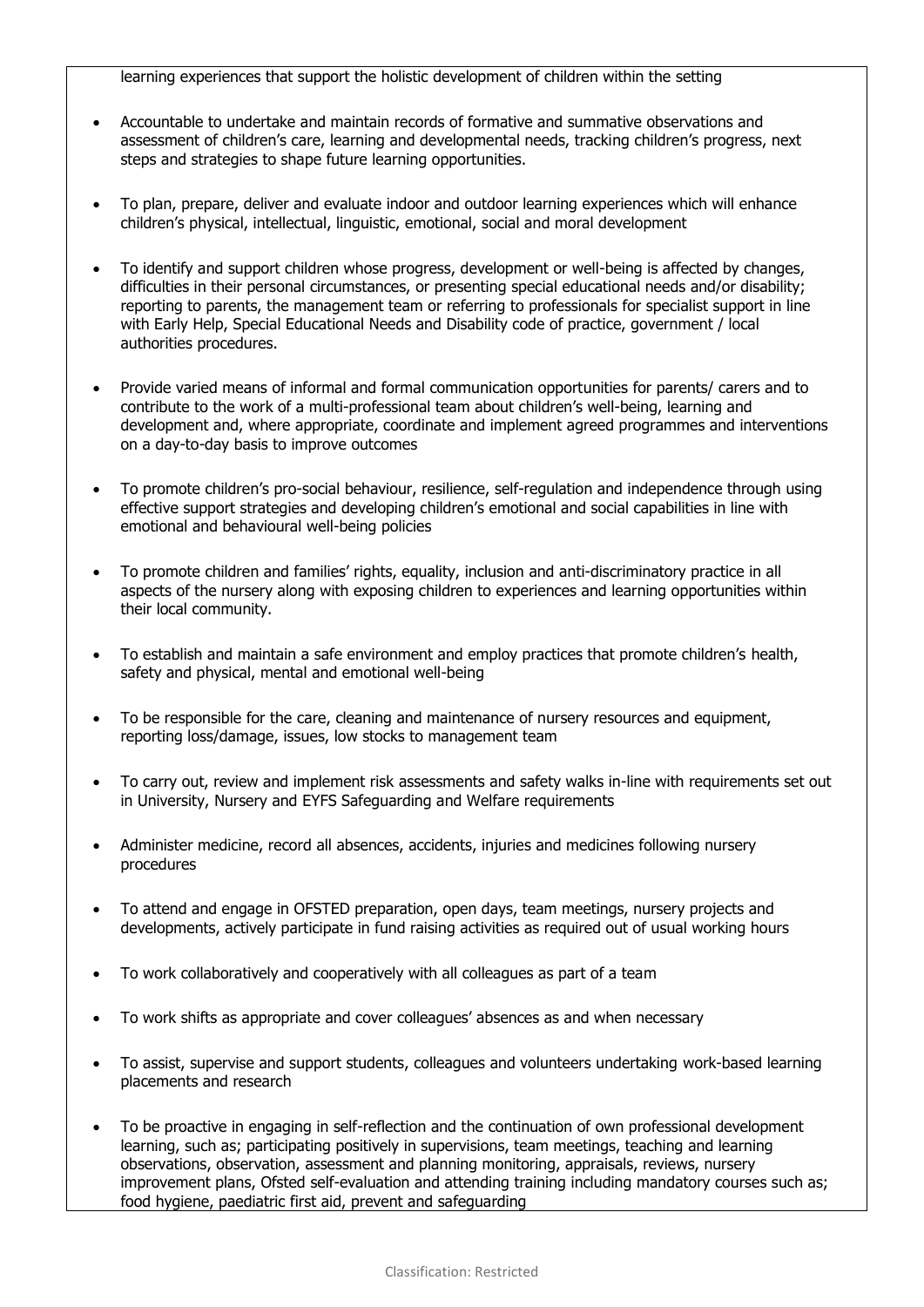learning experiences that support the holistic development of children within the setting

- Accountable to undertake and maintain records of formative and summative observations and assessment of children's care, learning and developmental needs, tracking children's progress, next steps and strategies to shape future learning opportunities.
- To plan, prepare, deliver and evaluate indoor and outdoor learning experiences which will enhance children's physical, intellectual, linguistic, emotional, social and moral development
- To identify and support children whose progress, development or well-being is affected by changes, difficulties in their personal circumstances, or presenting special educational needs and/or disability; reporting to parents, the management team or referring to professionals for specialist support in line with Early Help, Special Educational Needs and Disability code of practice, government / local authorities procedures.
- Provide varied means of informal and formal communication opportunities for parents/ carers and to contribute to the work of a multi-professional team about children's well-being, learning and development and, where appropriate, coordinate and implement agreed programmes and interventions on a day-to-day basis to improve outcomes
- To promote children's pro-social behaviour, resilience, self-regulation and independence through using effective support strategies and developing children's emotional and social capabilities in line with emotional and behavioural well-being policies
- To promote children and families' rights, equality, inclusion and anti-discriminatory practice in all aspects of the nursery along with exposing children to experiences and learning opportunities within their local community.
- To establish and maintain a safe environment and employ practices that promote children's health, safety and physical, mental and emotional well-being
- To be responsible for the care, cleaning and maintenance of nursery resources and equipment, reporting loss/damage, issues, low stocks to management team
- To carry out, review and implement risk assessments and safety walks in-line with requirements set out in University, Nursery and EYFS Safeguarding and Welfare requirements
- Administer medicine, record all absences, accidents, injuries and medicines following nursery procedures
- To attend and engage in OFSTED preparation, open days, team meetings, nursery projects and developments, actively participate in fund raising activities as required out of usual working hours
- To work collaboratively and cooperatively with all colleagues as part of a team
- To work shifts as appropriate and cover colleagues' absences as and when necessary
- To assist, supervise and support students, colleagues and volunteers undertaking work-based learning placements and research
- To be proactive in engaging in self-reflection and the continuation of own professional development learning, such as; participating positively in supervisions, team meetings, teaching and learning observations, observation, assessment and planning monitoring, appraisals, reviews, nursery improvement plans, Ofsted self-evaluation and attending training including mandatory courses such as; food hygiene, paediatric first aid, prevent and safeguarding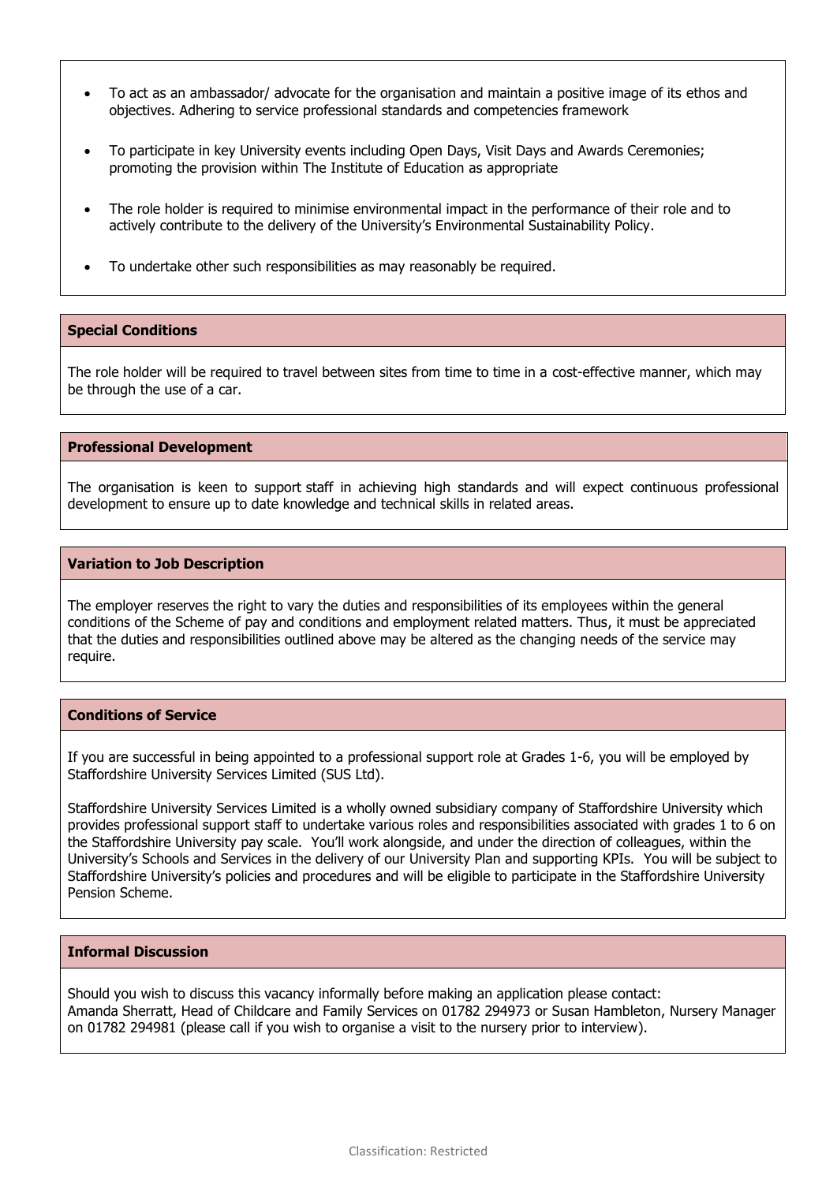- To act as an ambassador/ advocate for the organisation and maintain a positive image of its ethos and objectives. Adhering to service professional standards and competencies framework
- To participate in key University events including Open Days, Visit Days and Awards Ceremonies; promoting the provision within The Institute of Education as appropriate
- The role holder is required to minimise environmental impact in the performance of their role and to actively contribute to the delivery of the University's Environmental Sustainability Policy.
- To undertake other such responsibilities as may reasonably be required.

**Special Conditions**

The role holder will be required to travel between sites from time to time in a cost-effective manner, which may be through the use of a car.

**Professional Development**

The organisation is keen to support staff in achieving high standards and will expect continuous professional development to ensure up to date knowledge and technical skills in related areas.

**Variation to Job Description**

The employer reserves the right to vary the duties and responsibilities of its employees within the general conditions of the Scheme of pay and conditions and employment related matters. Thus, it must be appreciated that the duties and responsibilities outlined above may be altered as the changing needs of the service may require.

**Conditions of Service**

If you are successful in being appointed to a professional support role at Grades 1-6, you will be employed by Staffordshire University Services Limited (SUS Ltd).

Staffordshire University Services Limited is a wholly owned subsidiary company of Staffordshire University which provides professional support staff to undertake various roles and responsibilities associated with grades 1 to 6 on the Staffordshire University pay scale. You'll work alongside, and under the direction of colleagues, within the University's Schools and Services in the delivery of our University Plan and supporting KPIs. You will be subject to Staffordshire University's policies and procedures and will be eligible to participate in the Staffordshire University Pension Scheme.

**Informal Discussion**

Should you wish to discuss this vacancy informally before making an application please contact:
Amanda Sherratt, Head of Childcare and Family Services on 01782 294973 or Susan Hambleton, Nursery Manager on 01782 294981 (please call if you wish to organise a visit to the nursery prior to interview).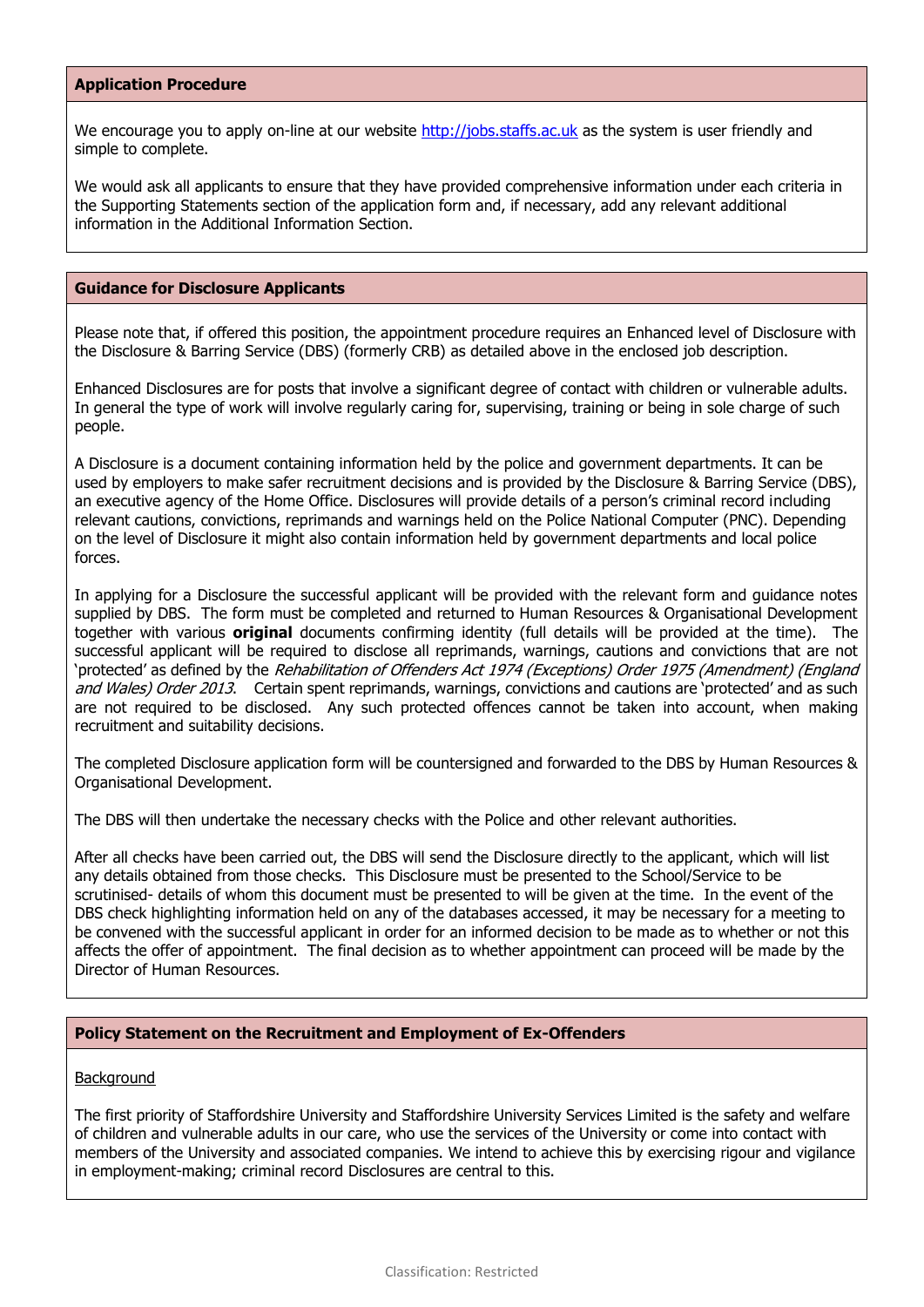## Application Procedure

We encourage you to apply on-line at our website http://jobs.staffs.ac.uk as the system is user friendly and simple to complete.

We would ask all applicants to ensure that they have provided comprehensive information under each criteria in the Supporting Statements section of the application form and, if necessary, add any relevant additional information in the Additional Information Section.

## Guidance for Disclosure Applicants

Please note that, if offered this position, the appointment procedure requires an Enhanced level of Disclosure with the Disclosure & Barring Service (DBS) (formerly CRB) as detailed above in the enclosed job description.

Enhanced Disclosures are for posts that involve a significant degree of contact with children or vulnerable adults. In general the type of work will involve regularly caring for, supervising, training or being in sole charge of such people.

A Disclosure is a document containing information held by the police and government departments. It can be used by employers to make safer recruitment decisions and is provided by the Disclosure & Barring Service (DBS), an executive agency of the Home Office. Disclosures will provide details of a person's criminal record including relevant cautions, convictions, reprimands and warnings held on the Police National Computer (PNC). Depending on the level of Disclosure it might also contain information held by government departments and local police forces.

In applying for a Disclosure the successful applicant will be provided with the relevant form and guidance notes supplied by DBS. The form must be completed and returned to Human Resources & Organisational Development together with various **original** documents confirming identity (full details will be provided at the time). The successful applicant will be required to disclose all reprimands, warnings, cautions and convictions that are not 'protected' as defined by the *Rehabilitation of Offenders Act 1974 (Exceptions) Order 1975 (Amendment) (England and Wales) Order 2013*. Certain spent reprimands, warnings, convictions and cautions are 'protected' and as such are not required to be disclosed. Any such protected offences cannot be taken into account, when making recruitment and suitability decisions.

The completed Disclosure application form will be countersigned and forwarded to the DBS by Human Resources & Organisational Development.

The DBS will then undertake the necessary checks with the Police and other relevant authorities.

After all checks have been carried out, the DBS will send the Disclosure directly to the applicant, which will list any details obtained from those checks. This Disclosure must be presented to the School/Service to be scrutinised- details of whom this document must be presented to will be given at the time. In the event of the DBS check highlighting information held on any of the databases accessed, it may be necessary for a meeting to be convened with the successful applicant in order for an informed decision to be made as to whether or not this affects the offer of appointment. The final decision as to whether appointment can proceed will be made by the Director of Human Resources.

## Policy Statement on the Recruitment and Employment of Ex-Offenders

<u>Background</u>

The first priority of Staffordshire University and Staffordshire University Services Limited is the safety and welfare of children and vulnerable adults in our care, who use the services of the University or come into contact with members of the University and associated companies. We intend to achieve this by exercising rigour and vigilance in employment-making; criminal record Disclosures are central to this.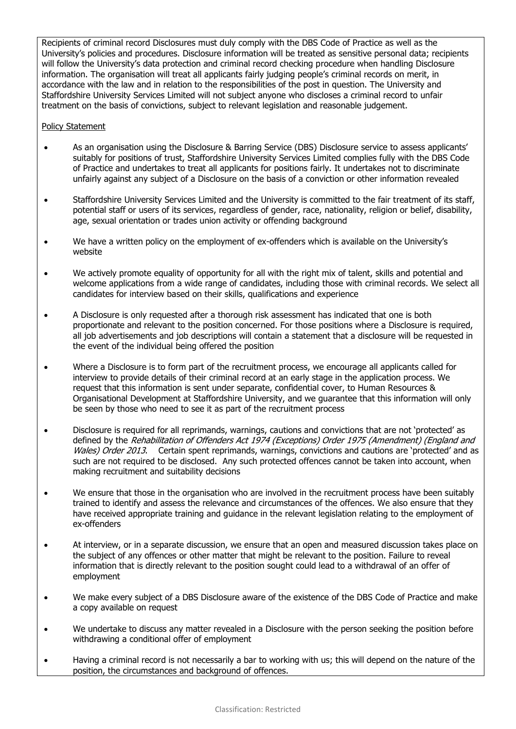Recipients of criminal record Disclosures must duly comply with the DBS Code of Practice as well as the University's policies and procedures. Disclosure information will be treated as sensitive personal data; recipients will follow the University's data protection and criminal record checking procedure when handling Disclosure information. The organisation will treat all applicants fairly judging people's criminal records on merit, in accordance with the law and in relation to the responsibilities of the post in question. The University and Staffordshire University Services Limited will not subject anyone who discloses a criminal record to unfair treatment on the basis of convictions, subject to relevant legislation and reasonable judgement.

Policy Statement

- As an organisation using the Disclosure & Barring Service (DBS) Disclosure service to assess applicants' suitably for positions of trust, Staffordshire University Services Limited complies fully with the DBS Code of Practice and undertakes to treat all applicants for positions fairly. It undertakes not to discriminate unfairly against any subject of a Disclosure on the basis of a conviction or other information revealed
- Staffordshire University Services Limited and the University is committed to the fair treatment of its staff, potential staff or users of its services, regardless of gender, race, nationality, religion or belief, disability, age, sexual orientation or trades union activity or offending background
- We have a written policy on the employment of ex-offenders which is available on the University's website
- We actively promote equality of opportunity for all with the right mix of talent, skills and potential and welcome applications from a wide range of candidates, including those with criminal records. We select all candidates for interview based on their skills, qualifications and experience
- A Disclosure is only requested after a thorough risk assessment has indicated that one is both proportionate and relevant to the position concerned. For those positions where a Disclosure is required, all job advertisements and job descriptions will contain a statement that a disclosure will be requested in the event of the individual being offered the position
- Where a Disclosure is to form part of the recruitment process, we encourage all applicants called for interview to provide details of their criminal record at an early stage in the application process. We request that this information is sent under separate, confidential cover, to Human Resources & Organisational Development at Staffordshire University, and we guarantee that this information will only be seen by those who need to see it as part of the recruitment process
- Disclosure is required for all reprimands, warnings, cautions and convictions that are not 'protected' as defined by the *Rehabilitation of Offenders Act 1974 (Exceptions) Order 1975 (Amendment) (England and Wales) Order 2013*. Certain spent reprimands, warnings, convictions and cautions are 'protected' and as such are not required to be disclosed. Any such protected offences cannot be taken into account, when making recruitment and suitability decisions
- We ensure that those in the organisation who are involved in the recruitment process have been suitably trained to identify and assess the relevance and circumstances of the offences. We also ensure that they have received appropriate training and guidance in the relevant legislation relating to the employment of ex-offenders
- At interview, or in a separate discussion, we ensure that an open and measured discussion takes place on the subject of any offences or other matter that might be relevant to the position. Failure to reveal information that is directly relevant to the position sought could lead to a withdrawal of an offer of employment
- We make every subject of a DBS Disclosure aware of the existence of the DBS Code of Practice and make a copy available on request
- We undertake to discuss any matter revealed in a Disclosure with the person seeking the position before withdrawing a conditional offer of employment
- Having a criminal record is not necessarily a bar to working with us; this will depend on the nature of the position, the circumstances and background of offences.